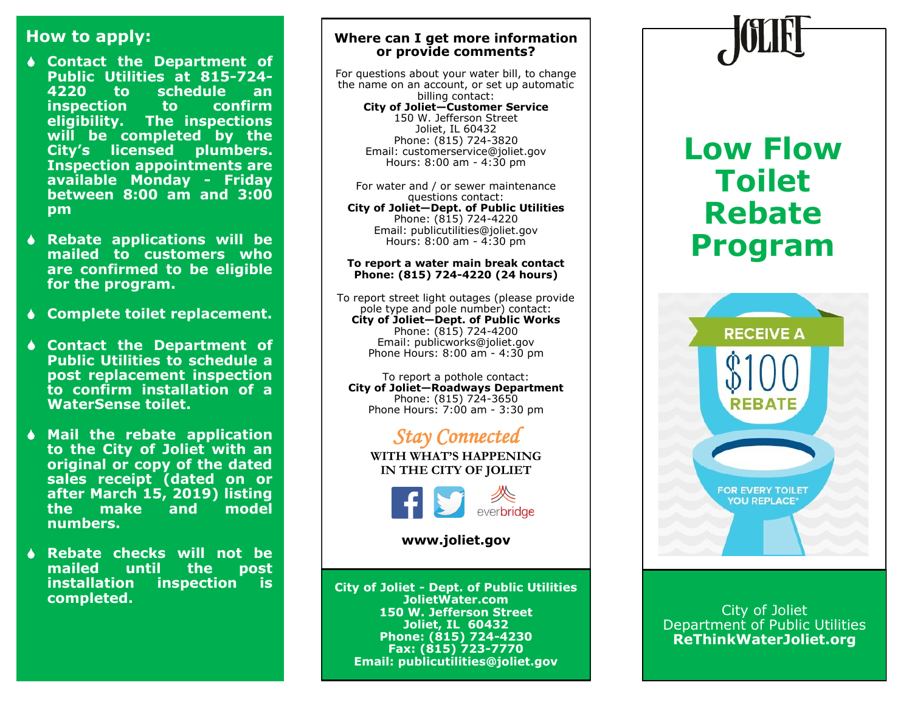## How to apply:

- **Contact the Department of Public Utilities at 815-724-4220 to schedule an inspection to confirm eligibility. The inspections will be completed by the City's licensed plumbers. Inspection appointments are available Monday - Friday between 8:00 am and 3:00 pm**
- **Rebate applications will be mailed to customers who are confirmed to be eligible for the program.**
- **Complete toilet replacement.**
- **Contact the Department of Public Utilities to schedule a post replacement inspection to confirm installation of a WaterSense toilet.**
- **Mail the rebate application to the City of Joliet with an original or copy of the dated sales receipt (dated on or after March 15, 2019) listing the make and model numbers.**
- **Rebate checks will not be mailed until the post installation inspection is completed.**

### Where can I get more information or provide comments?

For questions about your water bill, to change the name on an account, or set up automatic billing contact:
**City of Joliet—Customer Service**
150 W. Jefferson Street
Joliet, IL 60432
Phone: (815) 724-3820
Email: customerservice@joliet.gov
Hours: 8:00 am - 4:30 pm

For water and / or sewer maintenance questions contact:
**City of Joliet—Dept. of Public Utilities**
Phone: (815) 724-4220
Email: publicutilities@joliet.gov
Hours: 8:00 am - 4:30 pm

**To report a water main break contact**
**Phone: (815) 724-4220 (24 hours)**

To report street light outages (please provide pole type and pole number) contact:
**City of Joliet—Dept. of Public Works**
Phone: (815) 724-4200
Email: publicworks@joliet.gov
Phone Hours: 8:00 am - 4:30 pm

To report a pothole contact:
**City of Joliet—Roadways Department**
Phone: (815) 724-3650
Phone Hours: 7:00 am - 3:30 pm

*Stay Connected*
WITH WHAT'S HAPPENING IN THE CITY OF JOLIET

everbridge

**www.joliet.gov**

**City of Joliet - Dept. of Public Utilities**
**JolietWater.com**
**150 W. Jefferson Street**
**Joliet, IL 60432**
**Phone: (815) 724-4230**
**Fax: (815) 723-7770**
**Email: publicutilities@joliet.gov**

JOLIET

# Low Flow Toilet Rebate Program

RECEIVE A $100 REBATE

FOR EVERY TOILET YOU REPLACE*

City of Joliet
Department of Public Utilities
**ReThinkWaterJoliet.org**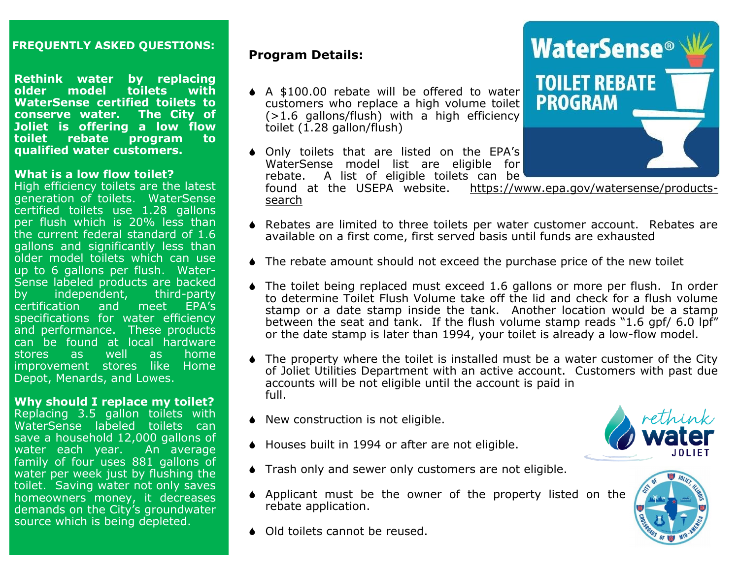## FREQUENTLY ASKED QUESTIONS:

**Rethink water by replacing older model toilets with WaterSense certified toilets to conserve water. The City of Joliet is offering a low flow toilet rebate program to qualified water customers.**

**What is a low flow toilet?**
High efficiency toilets are the latest generation of toilets. WaterSense certified toilets use 1.28 gallons per flush which is 20% less than the current federal standard of 1.6 gallons and significantly less than older model toilets which can use up to 6 gallons per flush. Water-Sense labeled products are backed by independent, third-party certification and meet EPA's specifications for water efficiency and performance. These products can be found at local hardware stores as well as home improvement stores like Home Depot, Menards, and Lowes.

**Why should I replace my toilet?**
Replacing 3.5 gallon toilets with WaterSense labeled toilets can save a household 12,000 gallons of water each year. An average family of four uses 881 gallons of water per week just by flushing the toilet. Saving water not only saves homeowners money, it decreases demands on the City's groundwater source which is being depleted.

## Program Details:

WaterSense® TOILET REBATE PROGRAM

- A $100.00 rebate will be offered to water customers who replace a high volume toilet (>1.6 gallons/flush) with a high efficiency toilet (1.28 gallon/flush)
- Only toilets that are listed on the EPA's WaterSense model list are eligible for rebate. A list of eligible toilets can be found at the USEPA website. https://www.epa.gov/watersense/products-search
- Rebates are limited to three toilets per water customer account. Rebates are available on a first come, first served basis until funds are exhausted
- The rebate amount should not exceed the purchase price of the new toilet
- The toilet being replaced must exceed 1.6 gallons or more per flush. In order to determine Toilet Flush Volume take off the lid and check for a flush volume stamp or a date stamp inside the tank. Another location would be a stamp between the seat and tank. If the flush volume stamp reads "1.6 gpf/ 6.0 lpf" or the date stamp is later than 1994, your toilet is already a low-flow model.
- The property where the toilet is installed must be a water customer of the City of Joliet Utilities Department with an active account. Customers with past due accounts will be not eligible until the account is paid in full.
- New construction is not eligible.
- Houses built in 1994 or after are not eligible.
- Trash only and sewer only customers are not eligible.
- Applicant must be the owner of the property listed on the rebate application.
- Old toilets cannot be reused.

rethink water JOLIET